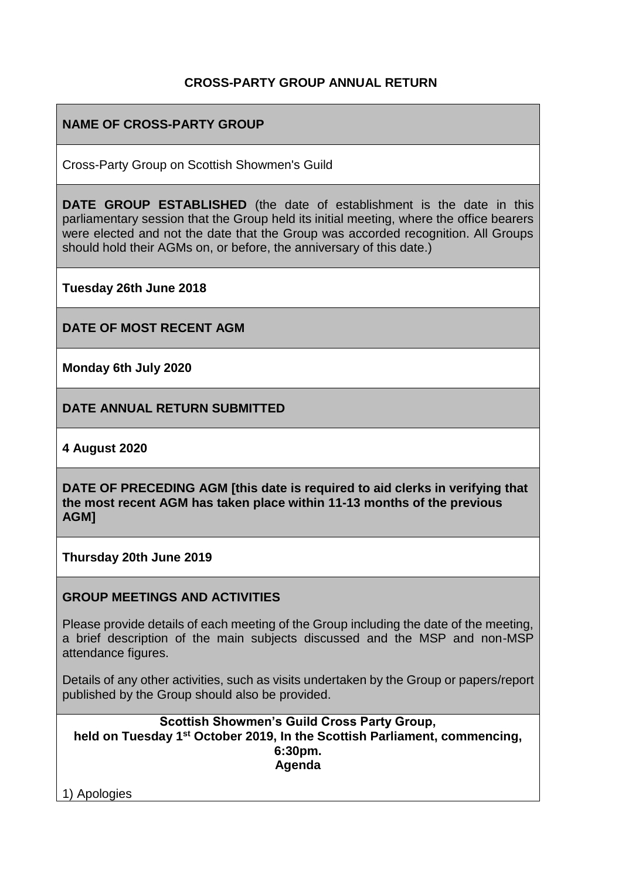# CROSS-PARTY GROUP ANNUAL RETURN

**NAME OF CROSS-PARTY GROUP**

Cross-Party Group on Scottish Showmen's Guild

**DATE GROUP ESTABLISHED** (the date of establishment is the date in this parliamentary session that the Group held its initial meeting, where the office bearers were elected and not the date that the Group was accorded recognition. All Groups should hold their AGMs on, or before, the anniversary of this date.)

**Tuesday 26th June 2018**

**DATE OF MOST RECENT AGM**

**Monday 6th July 2020**

**DATE ANNUAL RETURN SUBMITTED**

**4 August 2020**

**DATE OF PRECEDING AGM [this date is required to aid clerks in verifying that the most recent AGM has taken place within 11-13 months of the previous AGM]**

**Thursday 20th June 2019**

**GROUP MEETINGS AND ACTIVITIES**

Please provide details of each meeting of the Group including the date of the meeting, a brief description of the main subjects discussed and the MSP and non-MSP attendance figures.

Details of any other activities, such as visits undertaken by the Group or papers/report published by the Group should also be provided.

**Scottish Showmen's Guild Cross Party Group, held on Tuesday 1st October 2019, In the Scottish Parliament, commencing, 6:30pm. Agenda**

1) Apologies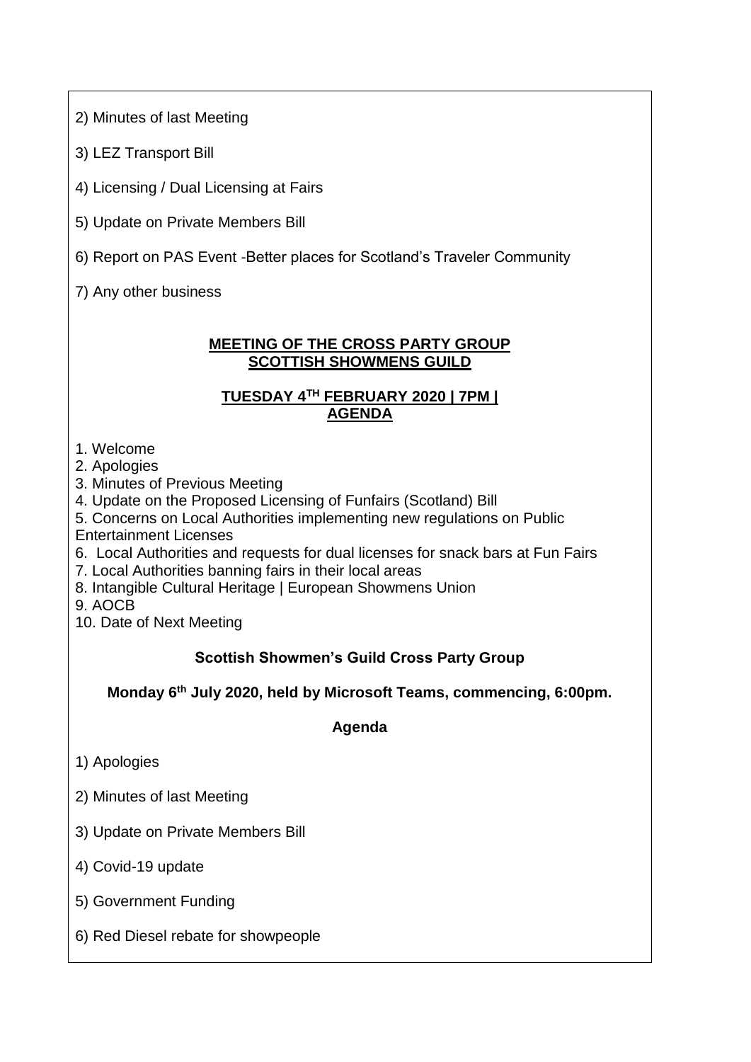2) Minutes of last Meeting

3) LEZ Transport Bill

4) Licensing / Dual Licensing at Fairs

5) Update on Private Members Bill

6) Report on PAS Event -Better places for Scotland's Traveler Community

7) Any other business

**MEETING OF THE CROSS PARTY GROUP**
**SCOTTISH SHOWMENS GUILD**

**TUESDAY 4TH FEBRUARY 2020 | 7PM |**
**AGENDA**

1. Welcome
2. Apologies
3. Minutes of Previous Meeting
4. Update on the Proposed Licensing of Funfairs (Scotland) Bill
5. Concerns on Local Authorities implementing new regulations on Public Entertainment Licenses
6. Local Authorities and requests for dual licenses for snack bars at Fun Fairs
7. Local Authorities banning fairs in their local areas
8. Intangible Cultural Heritage | European Showmens Union
9. AOCB
10. Date of Next Meeting

**Scottish Showmen's Guild Cross Party Group**

**Monday 6th July 2020, held by Microsoft Teams, commencing, 6:00pm.**

**Agenda**

1) Apologies

2) Minutes of last Meeting

3) Update on Private Members Bill

4) Covid-19 update

5) Government Funding

6) Red Diesel rebate for showpeople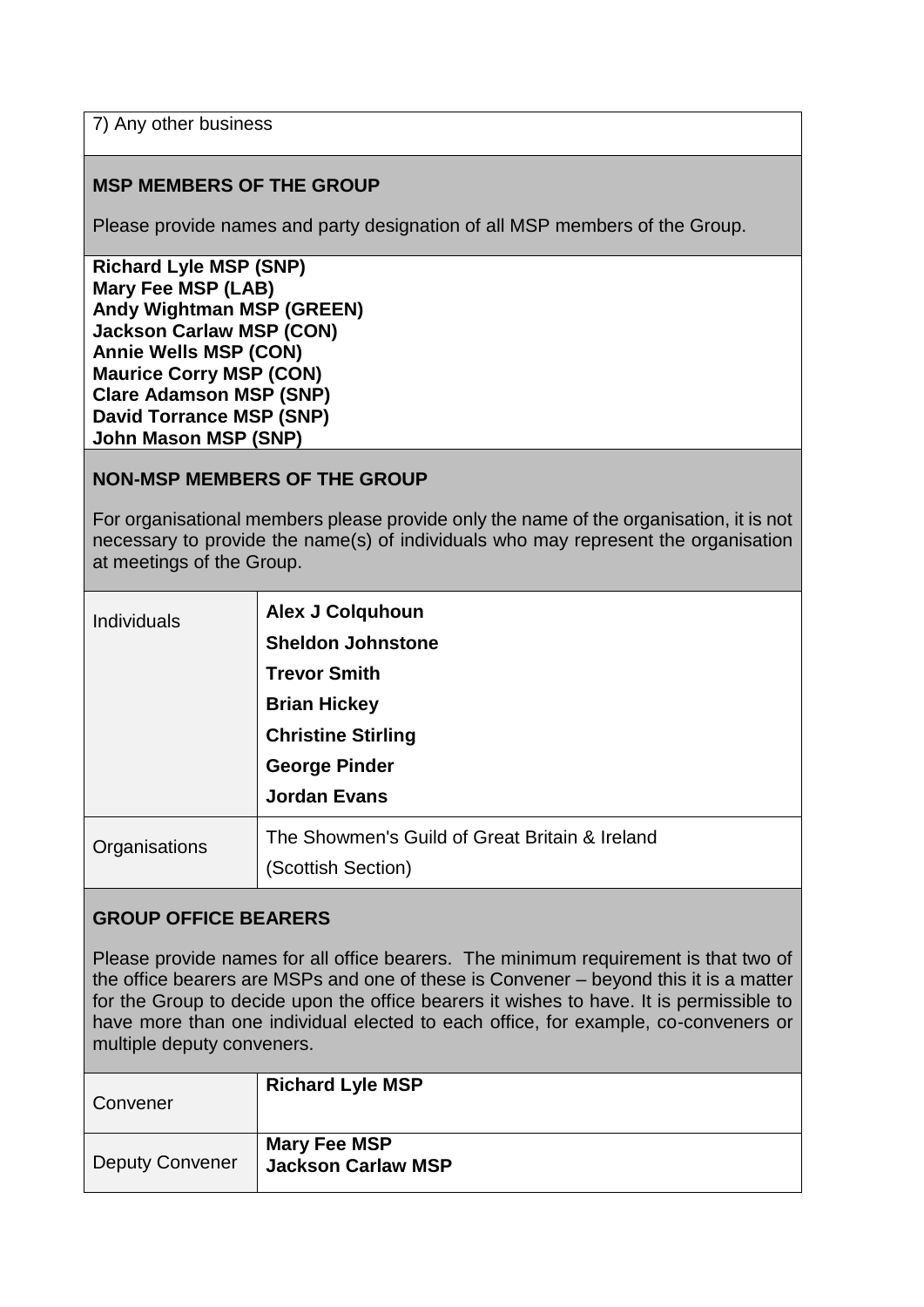7) Any other business

**MSP MEMBERS OF THE GROUP**

Please provide names and party designation of all MSP members of the Group.

**Richard Lyle MSP (SNP)**
**Mary Fee MSP (LAB)**
**Andy Wightman MSP (GREEN)**
**Jackson Carlaw MSP (CON)**
**Annie Wells MSP (CON)**
**Maurice Corry MSP (CON)**
**Clare Adamson MSP (SNP)**
**David Torrance MSP (SNP)**
**John Mason MSP (SNP)**

**NON-MSP MEMBERS OF THE GROUP**

For organisational members please provide only the name of the organisation, it is not necessary to provide the name(s) of individuals who may represent the organisation at meetings of the Group.

| | |
|---|---|
| Individuals | **Alex J Colquhoun**<br>**Sheldon Johnstone**<br>**Trevor Smith**<br>**Brian Hickey**<br>**Christine Stirling**<br>**George Pinder**<br>**Jordan Evans** |
| Organisations | The Showmen's Guild of Great Britain & Ireland (Scottish Section) |

**GROUP OFFICE BEARERS**

Please provide names for all office bearers. The minimum requirement is that two of the office bearers are MSPs and one of these is Convener – beyond this it is a matter for the Group to decide upon the office bearers it wishes to have. It is permissible to have more than one individual elected to each office, for example, co-conveners or multiple deputy conveners.

| | |
|---|---|
| Convener | **Richard Lyle MSP** |
| Deputy Convener | **Mary Fee MSP**<br>**Jackson Carlaw MSP** |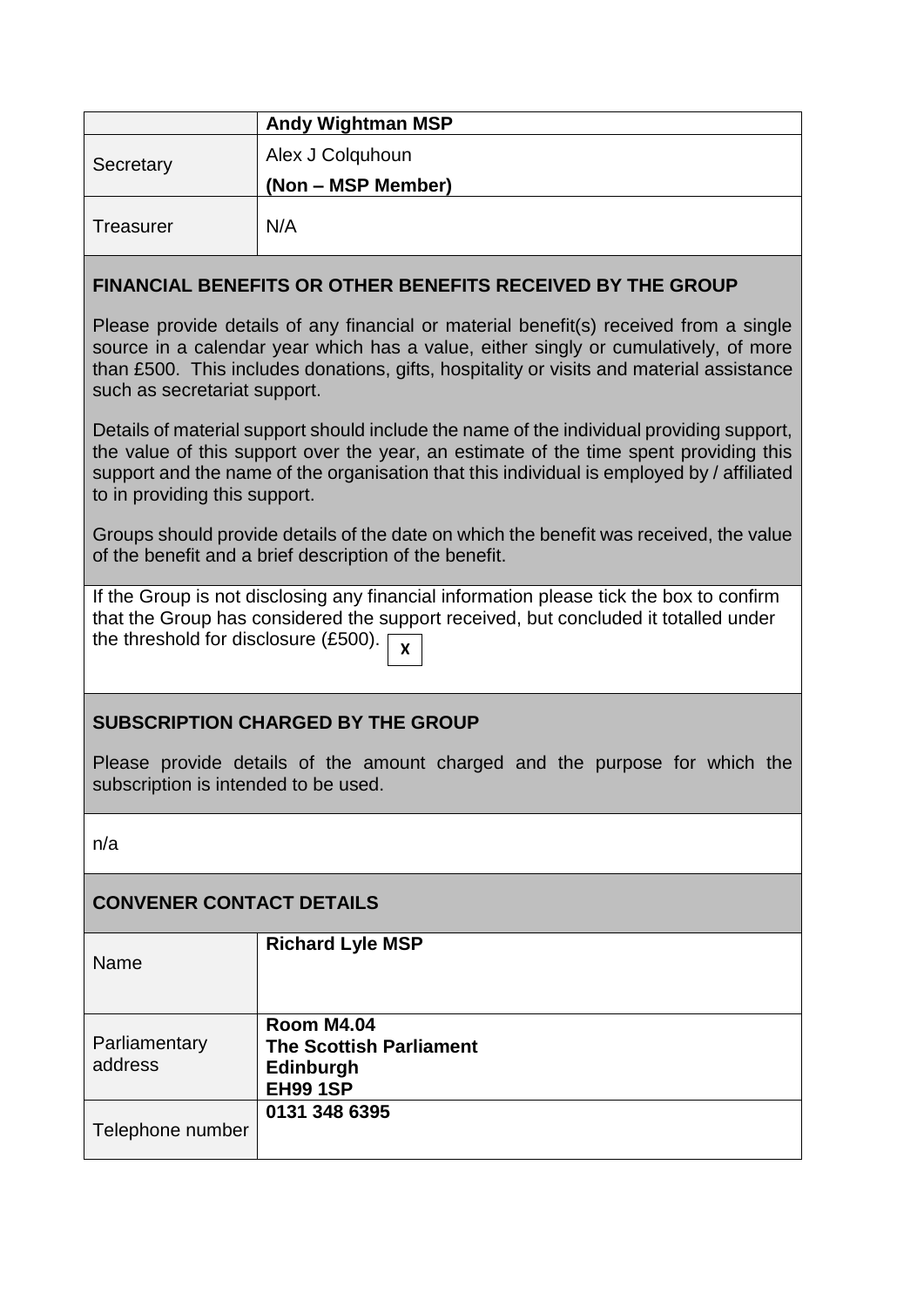| | |
|---|---|
| | **Andy Wightman MSP** |
| Secretary | Alex J Colquhoun<br>**(Non – MSP Member)** |
| Treasurer | N/A |

## FINANCIAL BENEFITS OR OTHER BENEFITS RECEIVED BY THE GROUP

Please provide details of any financial or material benefit(s) received from a single source in a calendar year which has a value, either singly or cumulatively, of more than £500. This includes donations, gifts, hospitality or visits and material assistance such as secretariat support.

Details of material support should include the name of the individual providing support, the value of this support over the year, an estimate of the time spent providing this support and the name of the organisation that this individual is employed by / affiliated to in providing this support.

Groups should provide details of the date on which the benefit was received, the value of the benefit and a brief description of the benefit.

If the Group is not disclosing any financial information please tick the box to confirm that the Group has considered the support received, but concluded it totalled under the threshold for disclosure (£500). X

## SUBSCRIPTION CHARGED BY THE GROUP

Please provide details of the amount charged and the purpose for which the subscription is intended to be used.

n/a

## CONVENER CONTACT DETAILS

| | |
|---|---|
| Name | **Richard Lyle MSP** |
| Parliamentary address | **Room M4.04**<br>**The Scottish Parliament**<br>**Edinburgh**<br>**EH99 1SP** |
| Telephone number | **0131 348 6395** |